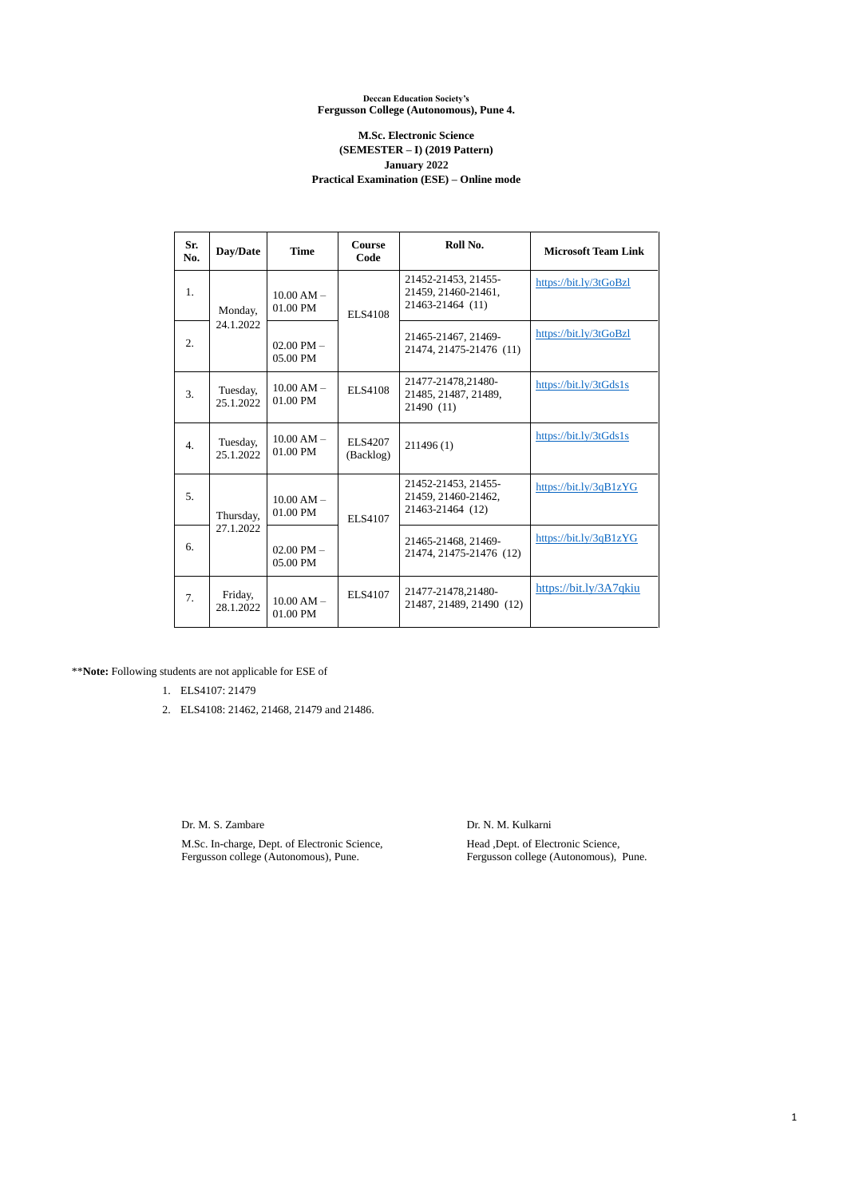Deccan Education Society's

**Fergusson College (Autonomous), Pune 4.**

**M.Sc. Electronic Science**

**(SEMESTER – I) (2019 Pattern)**

**January 2022**

**Practical Examination (ESE) – Online mode**

| Sr. No. | Day/Date | Time | Course Code | Roll No. | Microsoft Team Link |
|---|---|---|---|---|---|
| 1. | Monday, 24.1.2022 | 10.00 AM – 01.00 PM | ELS4108 | 21452-21453, 21455-21459, 21460-21461, 21463-21464 (11) | https://bit.ly/3tGoBzl |
| 2. | | 02.00 PM – 05.00 PM | | 21465-21467, 21469-21474, 21475-21476 (11) | https://bit.ly/3tGoBzl |
| 3. | Tuesday, 25.1.2022 | 10.00 AM – 01.00 PM | ELS4108 | 21477-21478,21480-21485, 21487, 21489, 21490 (11) | https://bit.ly/3tGds1s |
| 4. | Tuesday, 25.1.2022 | 10.00 AM – 01.00 PM | ELS4207 (Backlog) | 211496 (1) | https://bit.ly/3tGds1s |
| 5. | Thursday, 27.1.2022 | 10.00 AM – 01.00 PM | ELS4107 | 21452-21453, 21455-21459, 21460-21462, 21463-21464 (12) | https://bit.ly/3qB1zYG |
| 6. | | 02.00 PM – 05.00 PM | | 21465-21468, 21469-21474, 21475-21476 (12) | https://bit.ly/3qB1zYG |
| 7. | Friday, 28.1.2022 | 10.00 AM – 01.00 PM | ELS4107 | 21477-21478,21480-21487, 21489, 21490 (12) | https://bit.ly/3A7qkiu |

\*\***Note:** Following students are not applicable for ESE of

1. ELS4107: 21479
2. ELS4108: 21462, 21468, 21479 and 21486.

Dr. M. S. Zambare

M.Sc. In-charge, Dept. of Electronic Science,
Fergusson college (Autonomous), Pune.

Dr. N. M. Kulkarni

Head ,Dept. of Electronic Science,
Fergusson college (Autonomous), Pune.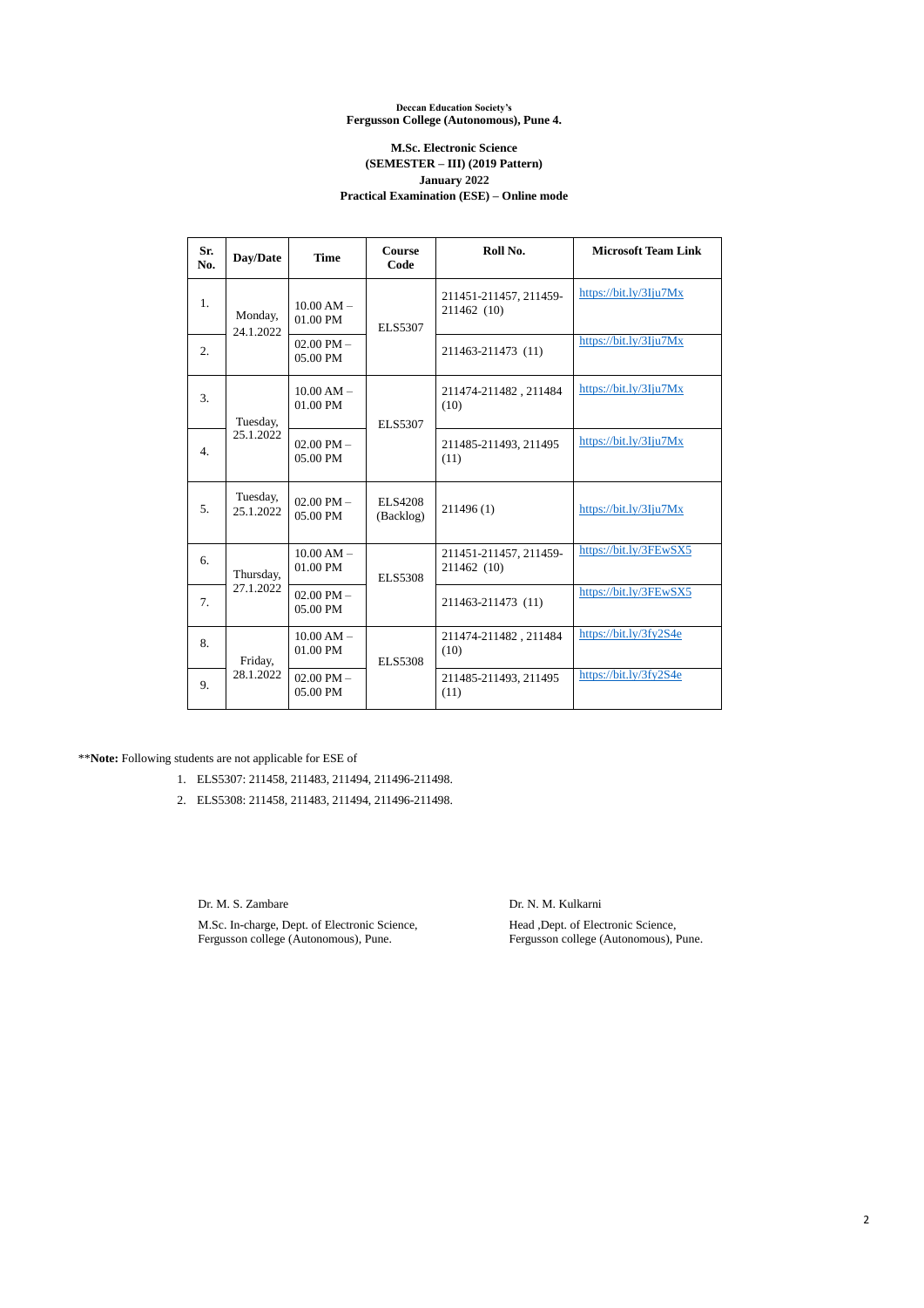Deccan Education Society's

**Fergusson College (Autonomous), Pune 4.**

**M.Sc. Electronic Science**

**(SEMESTER – III) (2019 Pattern)**

**January 2022**

**Practical Examination (ESE) – Online mode**

| Sr. No. | Day/Date | Time | Course Code | Roll No. | Microsoft Team Link |
|---|---|---|---|---|---|
| 1. | Monday, 24.1.2022 | 10.00 AM – 01.00 PM | ELS5307 | 211451-211457, 211459-211462 (10) | https://bit.ly/3Iju7Mx |
| 2. | | 02.00 PM – 05.00 PM | | 211463-211473 (11) | https://bit.ly/3Iju7Mx |
| 3. | Tuesday, 25.1.2022 | 10.00 AM – 01.00 PM | ELS5307 | 211474-211482 , 211484 (10) | https://bit.ly/3Iju7Mx |
| 4. | | 02.00 PM – 05.00 PM | | 211485-211493, 211495 (11) | https://bit.ly/3Iju7Mx |
| 5. | Tuesday, 25.1.2022 | 02.00 PM – 05.00 PM | ELS4208 (Backlog) | 211496 (1) | https://bit.ly/3Iju7Mx |
| 6. | Thursday, 27.1.2022 | 10.00 AM – 01.00 PM | ELS5308 | 211451-211457, 211459-211462 (10) | https://bit.ly/3FEwSX5 |
| 7. | | 02.00 PM – 05.00 PM | | 211463-211473 (11) | https://bit.ly/3FEwSX5 |
| 8. | Friday, 28.1.2022 | 10.00 AM – 01.00 PM | ELS5308 | 211474-211482 , 211484 (10) | https://bit.ly/3fy2S4e |
| 9. | | 02.00 PM – 05.00 PM | | 211485-211493, 211495 (11) | https://bit.ly/3fy2S4e |

**\*\*Note:** Following students are not applicable for ESE of

1. ELS5307: 211458, 211483, 211494, 211496-211498.
2. ELS5308: 211458, 211483, 211494, 211496-211498.

Dr. M. S. Zambare

M.Sc. In-charge, Dept. of Electronic Science,
Fergusson college (Autonomous), Pune.

Dr. N. M. Kulkarni

Head ,Dept. of Electronic Science,
Fergusson college (Autonomous), Pune.